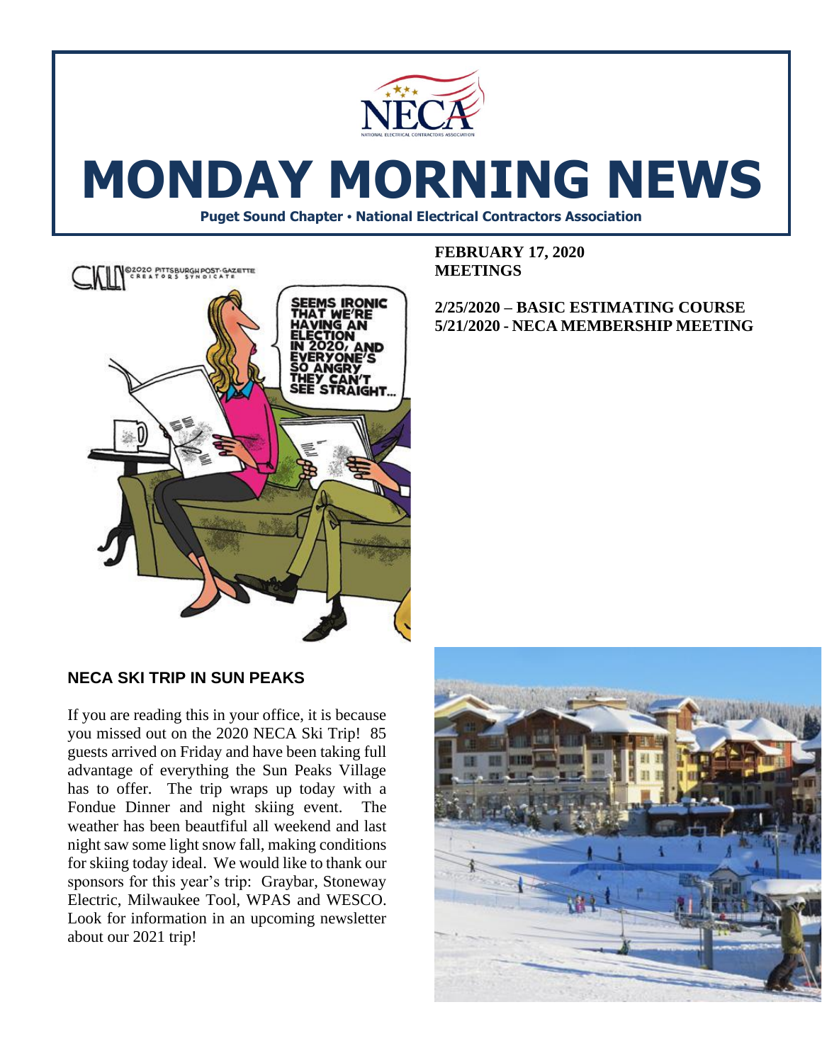# MONDAY MORNING NEWS

**Puget Sound Chapter • National Electrical Contractors Association**

**FEBRUARY 17, 2020**
**MEETINGS**

**2/25/2020 – BASIC ESTIMATING COURSE**
**5/21/2020 - NECA MEMBERSHIP MEETING**

## NECA SKI TRIP IN SUN PEAKS

If you are reading this in your office, it is because you missed out on the 2020 NECA Ski Trip! 85 guests arrived on Friday and have been taking full advantage of everything the Sun Peaks Village has to offer. The trip wraps up today with a Fondue Dinner and night skiing event. The weather has been beatfiful all weekend and last night saw some light snow fall, making conditions for skiing today ideal. We would like to thank our sponsors for this year's trip: Graybar, Stoneway Electric, Milwaukee Tool, WPAS and WESCO. Look for information in an upcoming newsletter about our 2021 trip!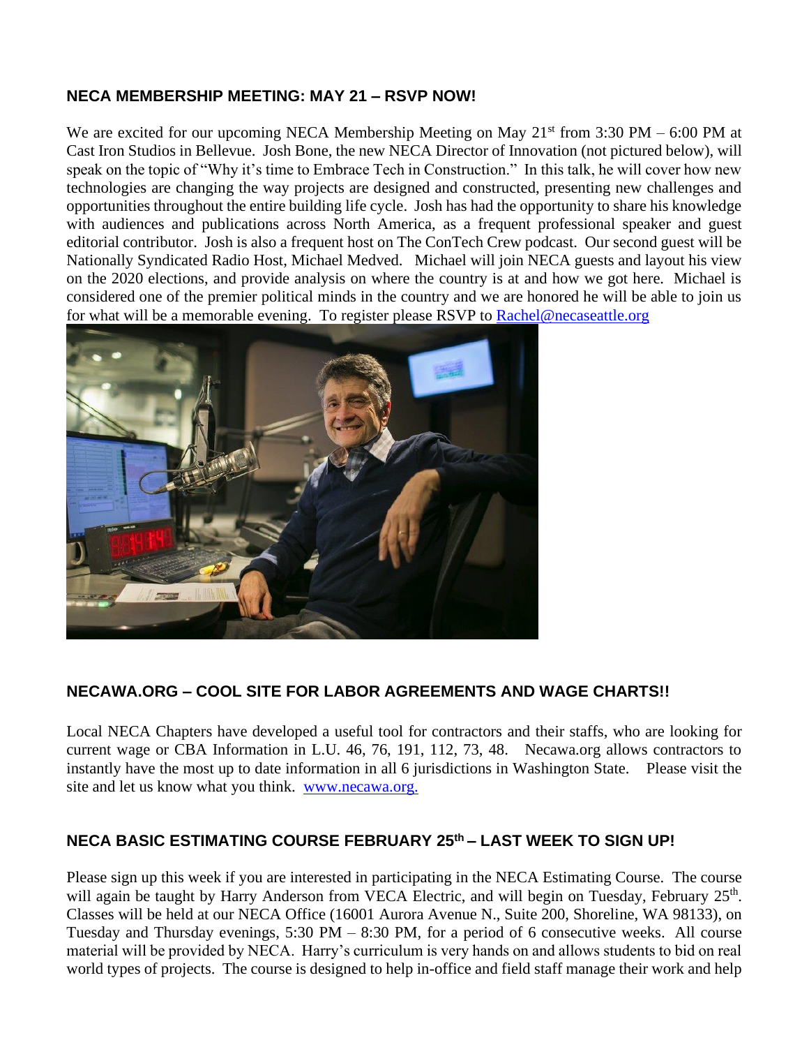## NECA MEMBERSHIP MEETING: MAY 21 – RSVP NOW!

We are excited for our upcoming NECA Membership Meeting on May 21st from 3:30 PM – 6:00 PM at Cast Iron Studios in Bellevue. Josh Bone, the new NECA Director of Innovation (not pictured below), will speak on the topic of "Why it's time to Embrace Tech in Construction." In this talk, he will cover how new technologies are changing the way projects are designed and constructed, presenting new challenges and opportunities throughout the entire building life cycle. Josh has had the opportunity to share his knowledge with audiences and publications across North America, as a frequent professional speaker and guest editorial contributor. Josh is also a frequent host on The ConTech Crew podcast. Our second guest will be Nationally Syndicated Radio Host, Michael Medved. Michael will join NECA guests and layout his view on the 2020 elections, and provide analysis on where the country is at and how we got here. Michael is considered one of the premier political minds in the country and we are honored he will be able to join us for what will be a memorable evening. To register please RSVP to Rachel@necaseattle.org

## NECAWA.ORG – COOL SITE FOR LABOR AGREEMENTS AND WAGE CHARTS!!

Local NECA Chapters have developed a useful tool for contractors and their staffs, who are looking for current wage or CBA Information in L.U. 46, 76, 191, 112, 73, 48. Necawa.org allows contractors to instantly have the most up to date information in all 6 jurisdictions in Washington State. Please visit the site and let us know what you think. www.necawa.org.

## NECA BASIC ESTIMATING COURSE FEBRUARY 25th – LAST WEEK TO SIGN UP!

Please sign up this week if you are interested in participating in the NECA Estimating Course. The course will again be taught by Harry Anderson from VECA Electric, and will begin on Tuesday, February 25th. Classes will be held at our NECA Office (16001 Aurora Avenue N., Suite 200, Shoreline, WA 98133), on Tuesday and Thursday evenings, 5:30 PM – 8:30 PM, for a period of 6 consecutive weeks. All course material will be provided by NECA. Harry's curriculum is very hands on and allows students to bid on real world types of projects. The course is designed to help in-office and field staff manage their work and help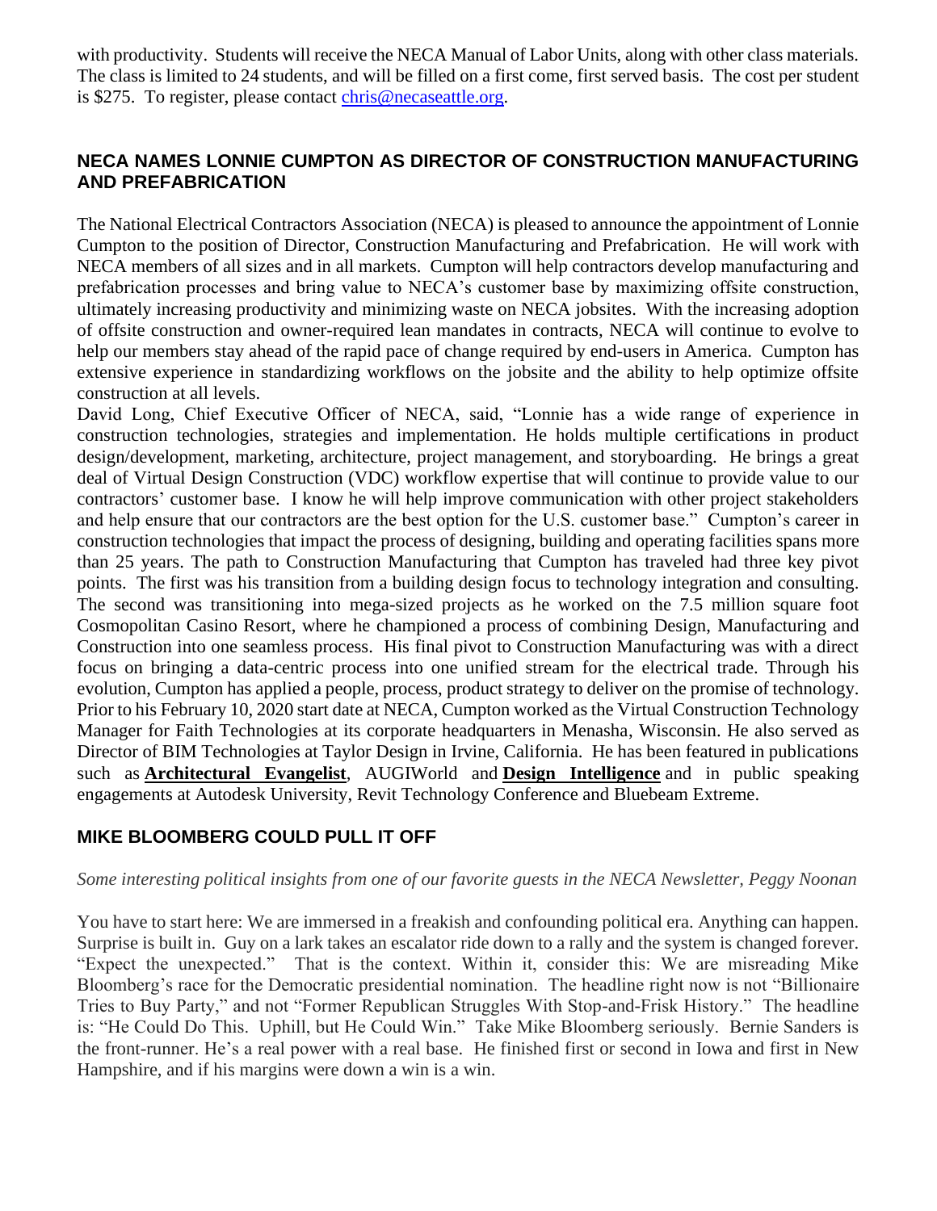with productivity. Students will receive the NECA Manual of Labor Units, along with other class materials. The class is limited to 24 students, and will be filled on a first come, first served basis. The cost per student is $275. To register, please contact chris@necaseattle.org.

## NECA NAMES LONNIE CUMPTON AS DIRECTOR OF CONSTRUCTION MANUFACTURING AND PREFABRICATION

The National Electrical Contractors Association (NECA) is pleased to announce the appointment of Lonnie Cumpton to the position of Director, Construction Manufacturing and Prefabrication. He will work with NECA members of all sizes and in all markets. Cumpton will help contractors develop manufacturing and prefabrication processes and bring value to NECA's customer base by maximizing offsite construction, ultimately increasing productivity and minimizing waste on NECA jobsites. With the increasing adoption of offsite construction and owner-required lean mandates in contracts, NECA will continue to evolve to help our members stay ahead of the rapid pace of change required by end-users in America. Cumpton has extensive experience in standardizing workflows on the jobsite and the ability to help optimize offsite construction at all levels.

David Long, Chief Executive Officer of NECA, said, "Lonnie has a wide range of experience in construction technologies, strategies and implementation. He holds multiple certifications in product design/development, marketing, architecture, project management, and storyboarding. He brings a great deal of Virtual Design Construction (VDC) workflow expertise that will continue to provide value to our contractors' customer base. I know he will help improve communication with other project stakeholders and help ensure that our contractors are the best option for the U.S. customer base." Cumpton's career in construction technologies that impact the process of designing, building and operating facilities spans more than 25 years. The path to Construction Manufacturing that Cumpton has traveled had three key pivot points. The first was his transition from a building design focus to technology integration and consulting. The second was transitioning into mega-sized projects as he worked on the 7.5 million square foot Cosmopolitan Casino Resort, where he championed a process of combining Design, Manufacturing and Construction into one seamless process. His final pivot to Construction Manufacturing was with a direct focus on bringing a data-centric process into one unified stream for the electrical trade. Through his evolution, Cumpton has applied a people, process, product strategy to deliver on the promise of technology. Prior to his February 10, 2020 start date at NECA, Cumpton worked as the Virtual Construction Technology Manager for Faith Technologies at its corporate headquarters in Menasha, Wisconsin. He also served as Director of BIM Technologies at Taylor Design in Irvine, California. He has been featured in publications such as **Architectural Evangelist**, AUGIWorld and **Design Intelligence** and in public speaking engagements at Autodesk University, Revit Technology Conference and Bluebeam Extreme.

## MIKE BLOOMBERG COULD PULL IT OFF

*Some interesting political insights from one of our favorite guests in the NECA Newsletter, Peggy Noonan*

You have to start here: We are immersed in a freakish and confounding political era. Anything can happen. Surprise is built in. Guy on a lark takes an escalator ride down to a rally and the system is changed forever. "Expect the unexpected." That is the context. Within it, consider this: We are misreading Mike Bloomberg's race for the Democratic presidential nomination. The headline right now is not "Billionaire Tries to Buy Party," and not "Former Republican Struggles With Stop-and-Frisk History." The headline is: "He Could Do This. Uphill, but He Could Win." Take Mike Bloomberg seriously. Bernie Sanders is the front-runner. He's a real power with a real base. He finished first or second in Iowa and first in New Hampshire, and if his margins were down a win is a win.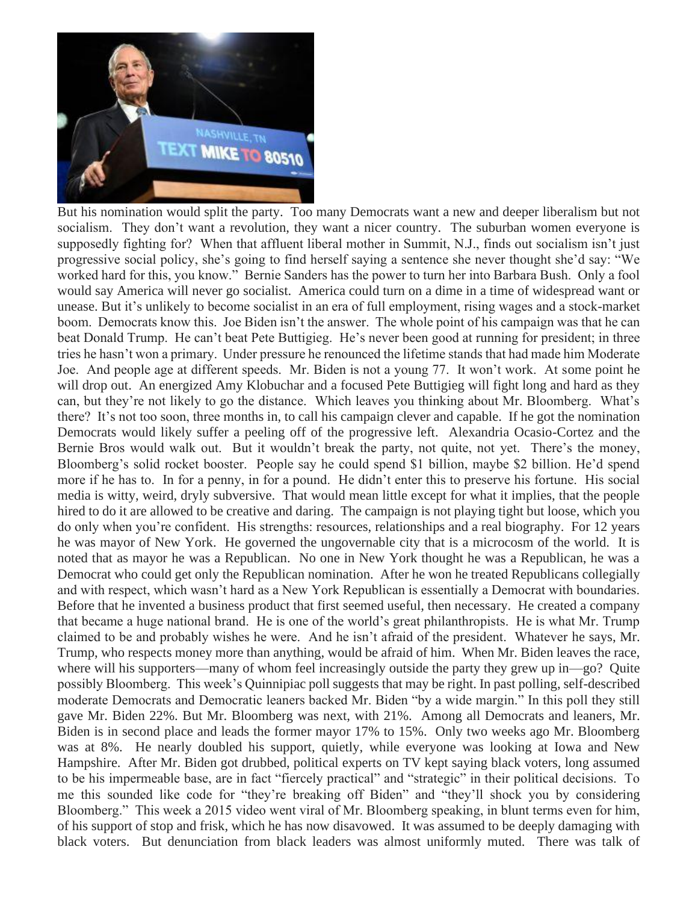But his nomination would split the party. Too many Democrats want a new and deeper liberalism but not socialism. They don't want a revolution, they want a nicer country. The suburban women everyone is supposedly fighting for? When that affluent liberal mother in Summit, N.J., finds out socialism isn't just progressive social policy, she's going to find herself saying a sentence she never thought she'd say: "We worked hard for this, you know." Bernie Sanders has the power to turn her into Barbara Bush. Only a fool would say America will never go socialist. America could turn on a dime in a time of widespread want or unease. But it's unlikely to become socialist in an era of full employment, rising wages and a stock-market boom. Democrats know this. Joe Biden isn't the answer. The whole point of his campaign was that he can beat Donald Trump. He can't beat Pete Buttigieg. He's never been good at running for president; in three tries he hasn't won a primary. Under pressure he renounced the lifetime stands that had made him Moderate Joe. And people age at different speeds. Mr. Biden is not a young 77. It won't work. At some point he will drop out. An energized Amy Klobuchar and a focused Pete Buttigieg will fight long and hard as they can, but they're not likely to go the distance. Which leaves you thinking about Mr. Bloomberg. What's there? It's not too soon, three months in, to call his campaign clever and capable. If he got the nomination Democrats would likely suffer a peeling off of the progressive left. Alexandria Ocasio-Cortez and the Bernie Bros would walk out. But it wouldn't break the party, not quite, not yet. There's the money, Bloomberg's solid rocket booster. People say he could spend $1 billion, maybe $2 billion. He'd spend more if he has to. In for a penny, in for a pound. He didn't enter this to preserve his fortune. His social media is witty, weird, dryly subversive. That would mean little except for what it implies, that the people hired to do it are allowed to be creative and daring. The campaign is not playing tight but loose, which you do only when you're confident. His strengths: resources, relationships and a real biography. For 12 years he was mayor of New York. He governed the ungovernable city that is a microcosm of the world. It is noted that as mayor he was a Republican. No one in New York thought he was a Republican, he was a Democrat who could get only the Republican nomination. After he won he treated Republicans collegially and with respect, which wasn't hard as a New York Republican is essentially a Democrat with boundaries. Before that he invented a business product that first seemed useful, then necessary. He created a company that became a huge national brand. He is one of the world's great philanthropists. He is what Mr. Trump claimed to be and probably wishes he were. And he isn't afraid of the president. Whatever he says, Mr. Trump, who respects money more than anything, would be afraid of him. When Mr. Biden leaves the race, where will his supporters—many of whom feel increasingly outside the party they grew up in—go? Quite possibly Bloomberg. This week's Quinnipiac poll suggests that may be right. In past polling, self-described moderate Democrats and Democratic leaners backed Mr. Biden "by a wide margin." In this poll they still gave Mr. Biden 22%. But Mr. Bloomberg was next, with 21%. Among all Democrats and leaners, Mr. Biden is in second place and leads the former mayor 17% to 15%. Only two weeks ago Mr. Bloomberg was at 8%. He nearly doubled his support, quietly, while everyone was looking at Iowa and New Hampshire. After Mr. Biden got drubbed, political experts on TV kept saying black voters, long assumed to be his impermeable base, are in fact "fiercely practical" and "strategic" in their political decisions. To me this sounded like code for "they're breaking off Biden" and "they'll shock you by considering Bloomberg." This week a 2015 video went viral of Mr. Bloomberg speaking, in blunt terms even for him, of his support of stop and frisk, which he has now disavowed. It was assumed to be deeply damaging with black voters. But denunciation from black leaders was almost uniformly muted. There was talk of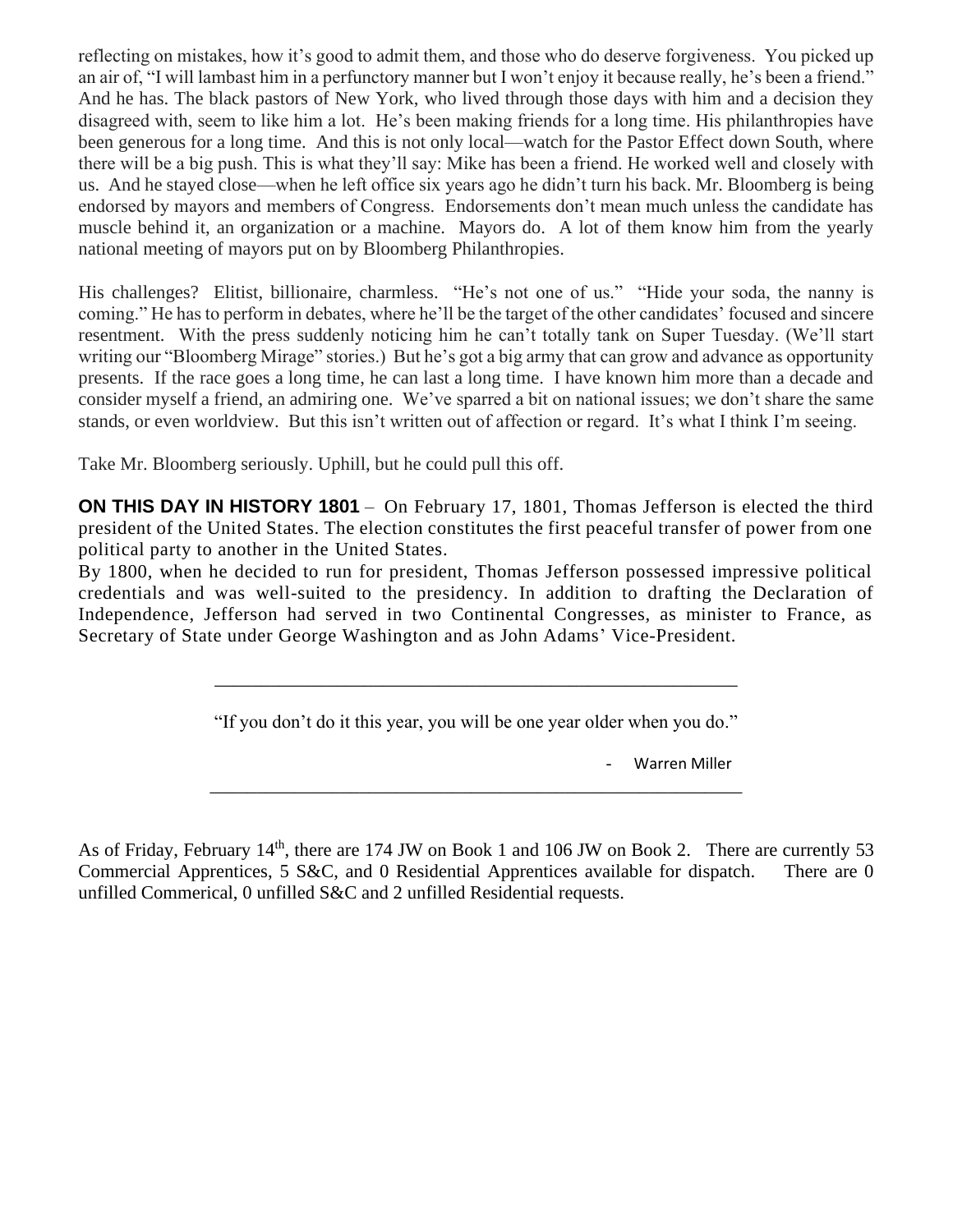reflecting on mistakes, how it's good to admit them, and those who do deserve forgiveness. You picked up an air of, "I will lambast him in a perfunctory manner but I won't enjoy it because really, he's been a friend." And he has. The black pastors of New York, who lived through those days with him and a decision they disagreed with, seem to like him a lot. He's been making friends for a long time. His philanthropies have been generous for a long time. And this is not only local—watch for the Pastor Effect down South, where there will be a big push. This is what they'll say: Mike has been a friend. He worked well and closely with us. And he stayed close—when he left office six years ago he didn't turn his back. Mr. Bloomberg is being endorsed by mayors and members of Congress. Endorsements don't mean much unless the candidate has muscle behind it, an organization or a machine. Mayors do. A lot of them know him from the yearly national meeting of mayors put on by Bloomberg Philanthropies.

His challenges? Elitist, billionaire, charmless. "He's not one of us." "Hide your soda, the nanny is coming." He has to perform in debates, where he'll be the target of the other candidates' focused and sincere resentment. With the press suddenly noticing him he can't totally tank on Super Tuesday. (We'll start writing our "Bloomberg Mirage" stories.) But he's got a big army that can grow and advance as opportunity presents. If the race goes a long time, he can last a long time. I have known him more than a decade and consider myself a friend, an admiring one. We've sparred a bit on national issues; we don't share the same stands, or even worldview. But this isn't written out of affection or regard. It's what I think I'm seeing.

Take Mr. Bloomberg seriously. Uphill, but he could pull this off.

**ON THIS DAY IN HISTORY 1801** – On February 17, 1801, Thomas Jefferson is elected the third president of the United States. The election constitutes the first peaceful transfer of power from one political party to another in the United States.
By 1800, when he decided to run for president, Thomas Jefferson possessed impressive political credentials and was well-suited to the presidency. In addition to drafting the Declaration of Independence, Jefferson had served in two Continental Congresses, as minister to France, as Secretary of State under George Washington and as John Adams' Vice-President.

---

"If you don't do it this year, you will be one year older when you do."

- Warren Miller

---

As of Friday, February 14th, there are 174 JW on Book 1 and 106 JW on Book 2. There are currently 53 Commercial Apprentices, 5 S&C, and 0 Residential Apprentices available for dispatch. There are 0 unfilled Commerical, 0 unfilled S&C and 2 unfilled Residential requests.